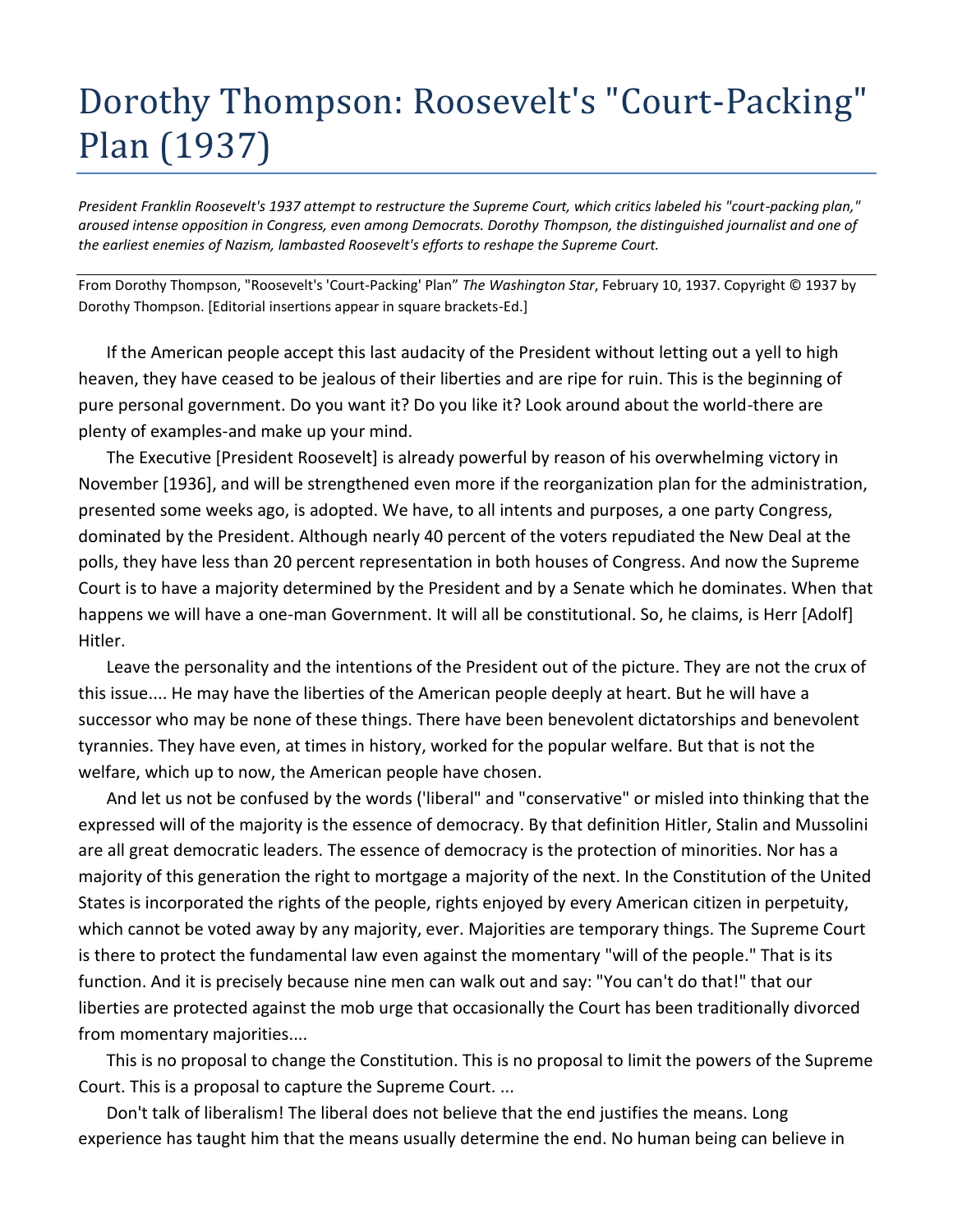# Dorothy Thompson: Roosevelt's "Court-Packing" Plan (1937)

*President Franklin Roosevelt's 1937 attempt to restructure the Supreme Court, which critics labeled his "court-packing plan," aroused intense opposition in Congress, even among Democrats. Dorothy Thompson, the distinguished journalist and one of the earliest enemies of Nazism, lambasted Roosevelt's efforts to reshape the Supreme Court.*

From Dorothy Thompson, "Roosevelt's 'Court-Packing' Plan" *The Washington Star*, February 10, 1937. Copyright © 1937 by Dorothy Thompson. [Editorial insertions appear in square brackets-Ed.]

If the American people accept this last audacity of the President without letting out a yell to high heaven, they have ceased to be jealous of their liberties and are ripe for ruin. This is the beginning of pure personal government. Do you want it? Do you like it? Look around about the world-there are plenty of examples-and make up your mind.

The Executive [President Roosevelt] is already powerful by reason of his overwhelming victory in November [1936], and will be strengthened even more if the reorganization plan for the administration, presented some weeks ago, is adopted. We have, to all intents and purposes, a one party Congress, dominated by the President. Although nearly 40 percent of the voters repudiated the New Deal at the polls, they have less than 20 percent representation in both houses of Congress. And now the Supreme Court is to have a majority determined by the President and by a Senate which he dominates. When that happens we will have a one-man Government. It will all be constitutional. So, he claims, is Herr [Adolf] Hitler.

Leave the personality and the intentions of the President out of the picture. They are not the crux of this issue.... He may have the liberties of the American people deeply at heart. But he will have a successor who may be none of these things. There have been benevolent dictatorships and benevolent tyrannies. They have even, at times in history, worked for the popular welfare. But that is not the welfare, which up to now, the American people have chosen.

And let us not be confused by the words ('liberal" and "conservative" or misled into thinking that the expressed will of the majority is the essence of democracy. By that definition Hitler, Stalin and Mussolini are all great democratic leaders. The essence of democracy is the protection of minorities. Nor has a majority of this generation the right to mortgage a majority of the next. In the Constitution of the United States is incorporated the rights of the people, rights enjoyed by every American citizen in perpetuity, which cannot be voted away by any majority, ever. Majorities are temporary things. The Supreme Court is there to protect the fundamental law even against the momentary "will of the people." That is its function. And it is precisely because nine men can walk out and say: "You can't do that!" that our liberties are protected against the mob urge that occasionally the Court has been traditionally divorced from momentary majorities....

This is no proposal to change the Constitution. This is no proposal to limit the powers of the Supreme Court. This is a proposal to capture the Supreme Court. ...

Don't talk of liberalism! The liberal does not believe that the end justifies the means. Long experience has taught him that the means usually determine the end. No human being can believe in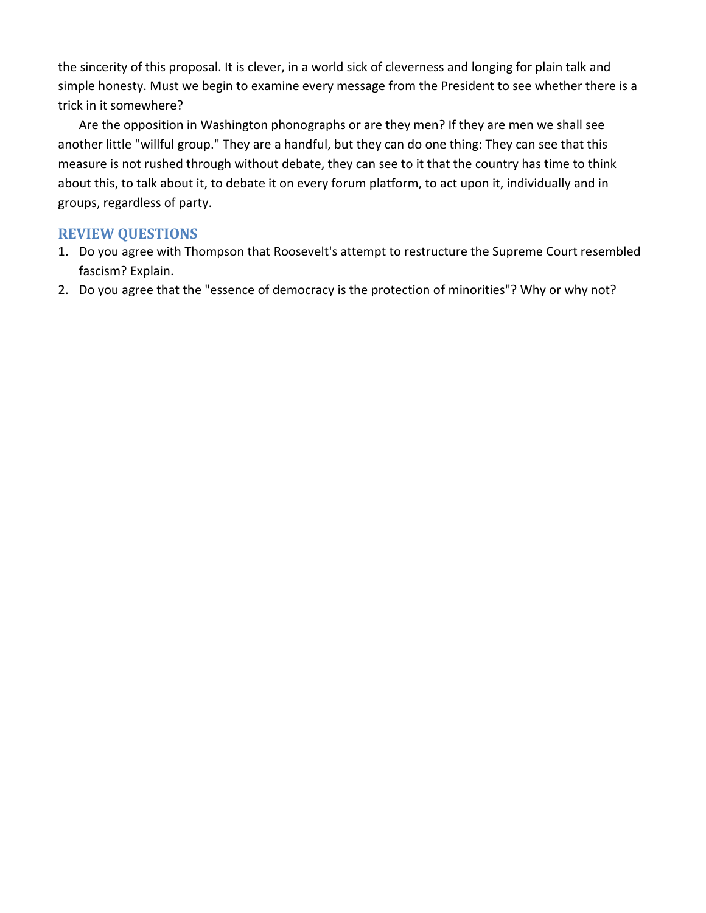the sincerity of this proposal. It is clever, in a world sick of cleverness and longing for plain talk and simple honesty. Must we begin to examine every message from the President to see whether there is a trick in it somewhere?

Are the opposition in Washington phonographs or are they men? If they are men we shall see another little "willful group." They are a handful, but they can do one thing: They can see that this measure is not rushed through without debate, they can see to it that the country has time to think about this, to talk about it, to debate it on every forum platform, to act upon it, individually and in groups, regardless of party.

## REVIEW QUESTIONS

1. Do you agree with Thompson that Roosevelt's attempt to restructure the Supreme Court resembled fascism? Explain.
2. Do you agree that the "essence of democracy is the protection of minorities"? Why or why not?